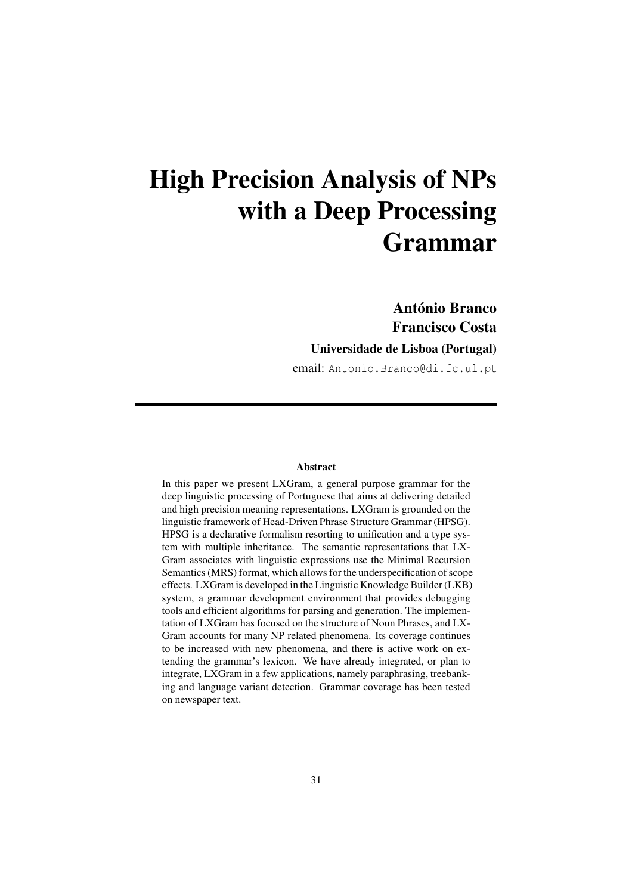# High Precision Analysis of NPs with a Deep Processing Grammar

**António Branco**
**Francisco Costa**
**Universidade de Lisboa (Portugal)**

email: `Antonio.Branco@di.fc.ul.pt`

---

### Abstract

In this paper we present LXGram, a general purpose grammar for the deep linguistic processing of Portuguese that aims at delivering detailed and high precision meaning representations. LXGram is grounded on the linguistic framework of Head-Driven Phrase Structure Grammar (HPSG). HPSG is a declarative formalism resorting to unification and a type system with multiple inheritance. The semantic representations that LXGram associates with linguistic expressions use the Minimal Recursion Semantics (MRS) format, which allows for the underspecification of scope effects. LXGram is developed in the Linguistic Knowledge Builder (LKB) system, a grammar development environment that provides debugging tools and efficient algorithms for parsing and generation. The implementation of LXGram has focused on the structure of Noun Phrases, and LXGram accounts for many NP related phenomena. Its coverage continues to be increased with new phenomena, and there is active work on extending the grammar's lexicon. We have already integrated, or plan to integrate, LXGram in a few applications, namely paraphrasing, treebanking and language variant detection. Grammar coverage has been tested on newspaper text.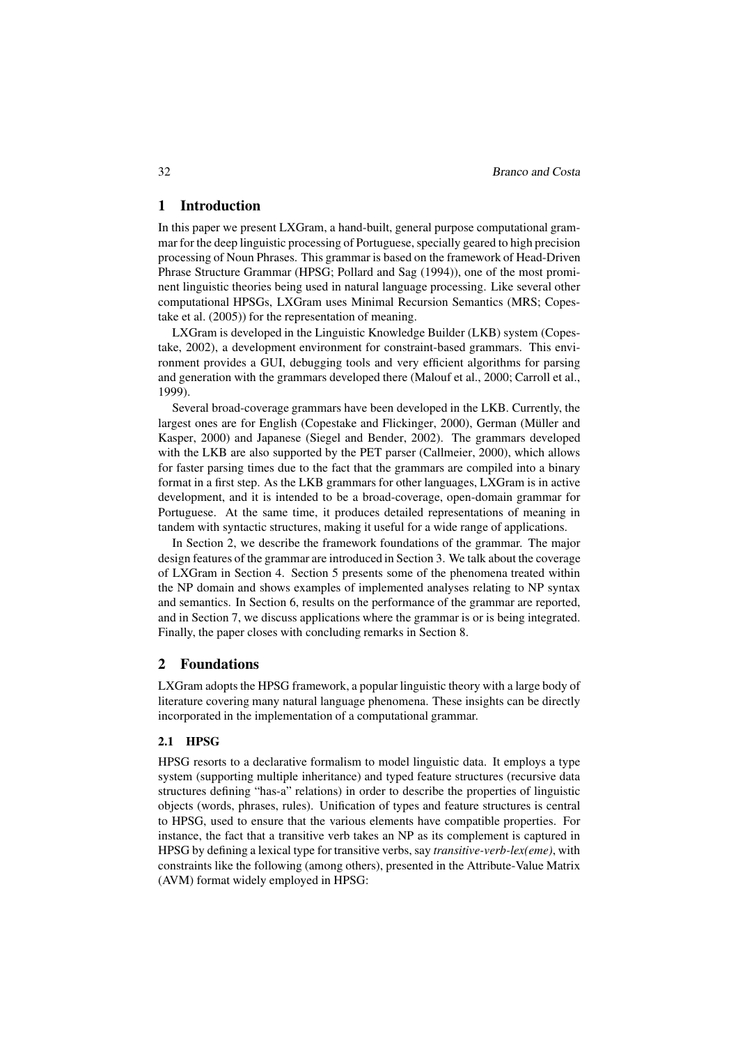## 1 Introduction

In this paper we present LXGram, a hand-built, general purpose computational grammar for the deep linguistic processing of Portuguese, specially geared to high precision processing of Noun Phrases. This grammar is based on the framework of Head-Driven Phrase Structure Grammar (HPSG; Pollard and Sag (1994)), one of the most prominent linguistic theories being used in natural language processing. Like several other computational HPSGs, LXGram uses Minimal Recursion Semantics (MRS; Copestake et al. (2005)) for the representation of meaning.

LXGram is developed in the Linguistic Knowledge Builder (LKB) system (Copestake, 2002), a development environment for constraint-based grammars. This environment provides a GUI, debugging tools and very efficient algorithms for parsing and generation with the grammars developed there (Malouf et al., 2000; Carroll et al., 1999).

Several broad-coverage grammars have been developed in the LKB. Currently, the largest ones are for English (Copestake and Flickinger, 2000), German (Müller and Kasper, 2000) and Japanese (Siegel and Bender, 2002). The grammars developed with the LKB are also supported by the PET parser (Callmeier, 2000), which allows for faster parsing times due to the fact that the grammars are compiled into a binary format in a first step. As the LKB grammars for other languages, LXGram is in active development, and it is intended to be a broad-coverage, open-domain grammar for Portuguese. At the same time, it produces detailed representations of meaning in tandem with syntactic structures, making it useful for a wide range of applications.

In Section 2, we describe the framework foundations of the grammar. The major design features of the grammar are introduced in Section 3. We talk about the coverage of LXGram in Section 4. Section 5 presents some of the phenomena treated within the NP domain and shows examples of implemented analyses relating to NP syntax and semantics. In Section 6, results on the performance of the grammar are reported, and in Section 7, we discuss applications where the grammar is or is being integrated. Finally, the paper closes with concluding remarks in Section 8.

## 2 Foundations

LXGram adopts the HPSG framework, a popular linguistic theory with a large body of literature covering many natural language phenomena. These insights can be directly incorporated in the implementation of a computational grammar.

### 2.1 HPSG

HPSG resorts to a declarative formalism to model linguistic data. It employs a type system (supporting multiple inheritance) and typed feature structures (recursive data structures defining "has-a" relations) in order to describe the properties of linguistic objects (words, phrases, rules). Unification of types and feature structures is central to HPSG, used to ensure that the various elements have compatible properties. For instance, the fact that a transitive verb takes an NP as its complement is captured in HPSG by defining a lexical type for transitive verbs, say *transitive-verb-lex(eme)*, with constraints like the following (among others), presented in the Attribute-Value Matrix (AVM) format widely employed in HPSG: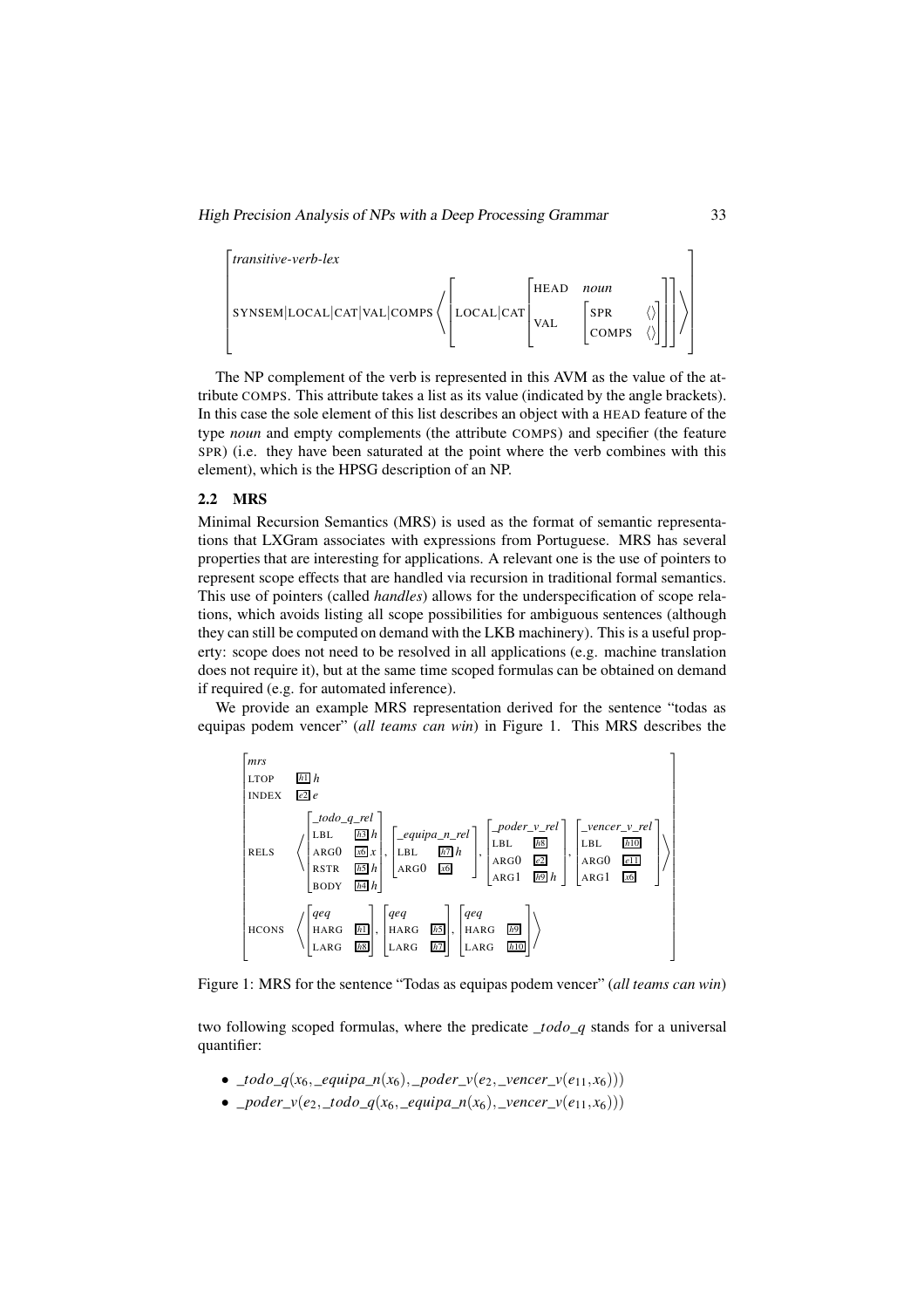$$
\left[\begin{array}{l}
\textit{transitive-verb-lex} \\
\text{SYNSEM}|\text{LOCAL}|\text{CAT}|\text{VAL}|\text{COMPS} \left\langle \left[ \text{LOCAL}|\text{CAT} \left[\begin{array}{ll} \text{HEAD} & \textit{noun} \\ \text{VAL} & \left[\begin{array}{ll} \text{SPR} & \langle\rangle \\ \text{COMPS} & \langle\rangle \end{array}\right] \end{array}\right] \right] \right\rangle
\end{array}\right]
$$

The NP complement of the verb is represented in this AVM as the value of the attribute COMPS. This attribute takes a list as its value (indicated by the angle brackets). In this case the sole element of this list describes an object with a HEAD feature of the type *noun* and empty complements (the attribute COMPS) and specifier (the feature SPR) (i.e. they have been saturated at the point where the verb combines with this element), which is the HPSG description of an NP.

## 2.2 MRS

Minimal Recursion Semantics (MRS) is used as the format of semantic representations that LXGram associates with expressions from Portuguese. MRS has several properties that are interesting for applications. A relevant one is the use of pointers to represent scope effects that are handled via recursion in traditional formal semantics. This use of pointers (called *handles*) allows for the underspecification of scope relations, which avoids listing all scope possibilities for ambiguous sentences (although they can still be computed on demand with the LKB machinery). This is a useful property: scope does not need to be resolved in all applications (e.g. machine translation does not require it), but at the same time scoped formulas can be obtained on demand if required (e.g. for automated inference).

We provide an example MRS representation derived for the sentence "todas as equipas podem vencer" (*all teams can win*) in Figure 1. This MRS describes the

$$
\left[\begin{array}{ll}
\textit{mrs} & \\
\text{LTOP} & \boxed{h1}\ h \\
\text{INDEX} & \boxed{e2}\ e \\
\text{RELS} & \left\langle
\left[\begin{array}{ll} \multicolumn{2}{l}{\textit{\_todo\_q\_rel}} \\ \text{LBL} & \boxed{h3}\ h \\ \text{ARG0} & \boxed{x6}\ x \\ \text{RSTR} & \boxed{h5}\ h \\ \text{BODY} & \boxed{h4}\ h \end{array}\right],
\left[\begin{array}{ll} \multicolumn{2}{l}{\textit{\_equipa\_n\_rel}} \\ \text{LBL} & \boxed{h7}\ h \\ \text{ARG0} & \boxed{x6} \end{array}\right],
\left[\begin{array}{ll} \multicolumn{2}{l}{\textit{\_poder\_v\_rel}} \\ \text{LBL} & \boxed{h8} \\ \text{ARG0} & \boxed{e2} \\ \text{ARG1} & \boxed{h9}\ h \end{array}\right],
\left[\begin{array}{ll} \multicolumn{2}{l}{\textit{\_vencer\_v\_rel}} \\ \text{LBL} & \boxed{h10} \\ \text{ARG0} & \boxed{e11} \\ \text{ARG1} & \boxed{x6} \end{array}\right]
\right\rangle \\
\text{HCONS} & \left\langle
\left[\begin{array}{ll} \multicolumn{2}{l}{\textit{qeq}} \\ \text{HARG} & \boxed{h1} \\ \text{LARG} & \boxed{h8} \end{array}\right],
\left[\begin{array}{ll} \multicolumn{2}{l}{\textit{qeq}} \\ \text{HARG} & \boxed{h5} \\ \text{LARG} & \boxed{h7} \end{array}\right],
\left[\begin{array}{ll} \multicolumn{2}{l}{\textit{qeq}} \\ \text{HARG} & \boxed{h9} \\ \text{LARG} & \boxed{h10} \end{array}\right]
\right\rangle
\end{array}\right]
$$

Figure 1: MRS for the sentence "Todas as equipas podem vencer" (*all teams can win*)

two following scoped formulas, where the predicate *\_todo\_q* stands for a universal quantifier:

- $\_todo\_q(x_6, \_equipa\_n(x_6), \_poder\_v(e_2, \_vencer\_v(e_{11}, x_6)))$
- $\_poder\_v(e_2, \_todo\_q(x_6, \_equipa\_n(x_6), \_vencer\_v(e_{11}, x_6)))$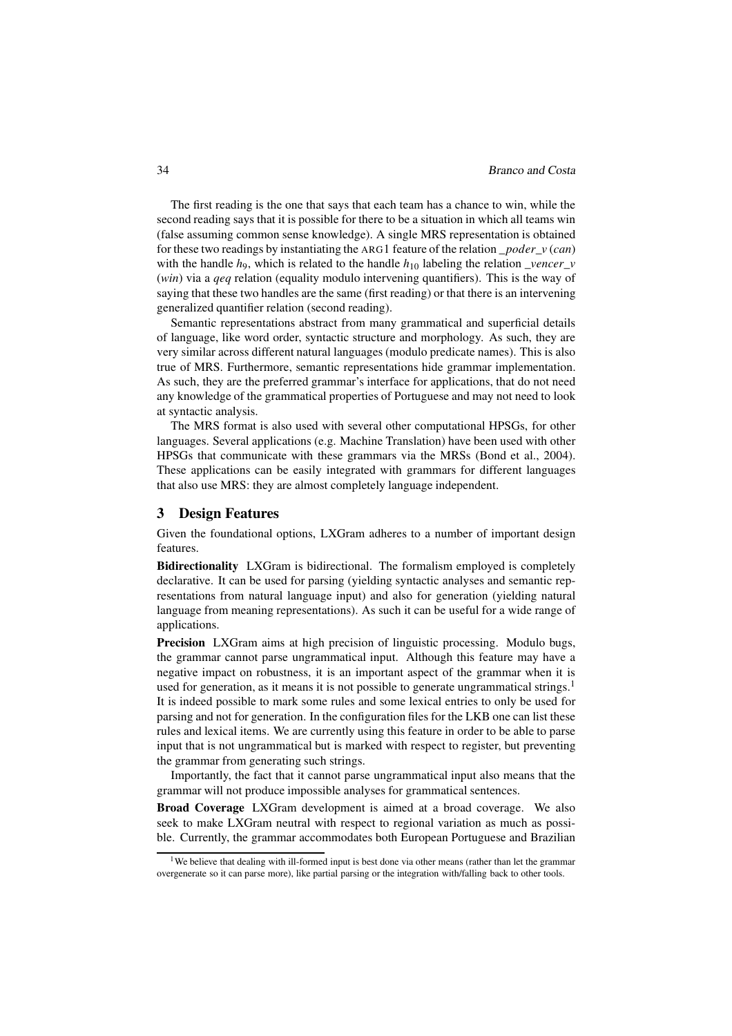The first reading is the one that says that each team has a chance to win, while the second reading says that it is possible for there to be a situation in which all teams win (false assuming common sense knowledge). A single MRS representation is obtained for these two readings by instantiating the ARG1 feature of the relation *_poder_v* (*can*) with the handle $h_9$, which is related to the handle $h_{10}$ labeling the relation *_vencer_v* (*win*) via a *qeq* relation (equality modulo intervening quantifiers). This is the way of saying that these two handles are the same (first reading) or that there is an intervening generalized quantifier relation (second reading).

Semantic representations abstract from many grammatical and superficial details of language, like word order, syntactic structure and morphology. As such, they are very similar across different natural languages (modulo predicate names). This is also true of MRS. Furthermore, semantic representations hide grammar implementation. As such, they are the preferred grammar's interface for applications, that do not need any knowledge of the grammatical properties of Portuguese and may not need to look at syntactic analysis.

The MRS format is also used with several other computational HPSGs, for other languages. Several applications (e.g. Machine Translation) have been used with other HPSGs that communicate with these grammars via the MRSs (Bond et al., 2004). These applications can be easily integrated with grammars for different languages that also use MRS: they are almost completely language independent.

## 3 Design Features

Given the foundational options, LXGram adheres to a number of important design features.

**Bidirectionality** LXGram is bidirectional. The formalism employed is completely declarative. It can be used for parsing (yielding syntactic analyses and semantic representations from natural language input) and also for generation (yielding natural language from meaning representations). As such it can be useful for a wide range of applications.

**Precision** LXGram aims at high precision of linguistic processing. Modulo bugs, the grammar cannot parse ungrammatical input. Although this feature may have a negative impact on robustness, it is an important aspect of the grammar when it is used for generation, as it means it is not possible to generate ungrammatical strings.[1] It is indeed possible to mark some rules and some lexical entries to only be used for parsing and not for generation. In the configuration files for the LKB one can list these rules and lexical items. We are currently using this feature in order to be able to parse input that is not ungrammatical but is marked with respect to register, but preventing the grammar from generating such strings.

Importantly, the fact that it cannot parse ungrammatical input also means that the grammar will not produce impossible analyses for grammatical sentences.

**Broad Coverage** LXGram development is aimed at a broad coverage. We also seek to make LXGram neutral with respect to regional variation as much as possible. Currently, the grammar accommodates both European Portuguese and Brazilian

[1] We believe that dealing with ill-formed input is best done via other means (rather than let the grammar overgenerate so it can parse more), like partial parsing or the integration with/falling back to other tools.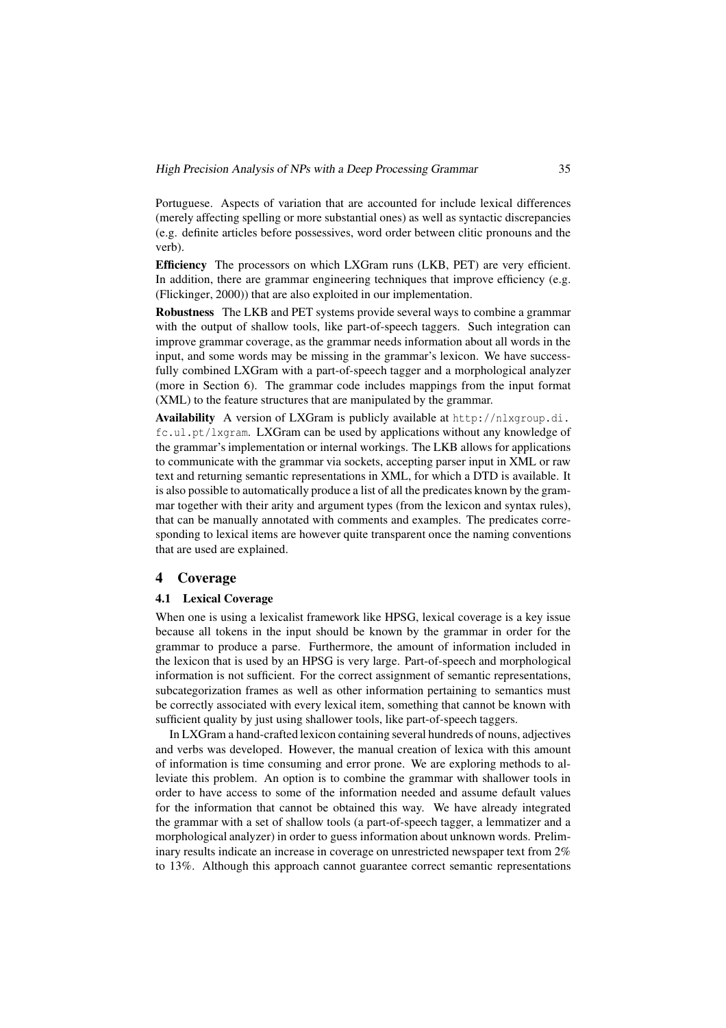Portuguese. Aspects of variation that are accounted for include lexical differences (merely affecting spelling or more substantial ones) as well as syntactic discrepancies (e.g. definite articles before possessives, word order between clitic pronouns and the verb).

**Efficiency** The processors on which LXGram runs (LKB, PET) are very efficient. In addition, there are grammar engineering techniques that improve efficiency (e.g. (Flickinger, 2000)) that are also exploited in our implementation.

**Robustness** The LKB and PET systems provide several ways to combine a grammar with the output of shallow tools, like part-of-speech taggers. Such integration can improve grammar coverage, as the grammar needs information about all words in the input, and some words may be missing in the grammar's lexicon. We have successfully combined LXGram with a part-of-speech tagger and a morphological analyzer (more in Section 6). The grammar code includes mappings from the input format (XML) to the feature structures that are manipulated by the grammar.

**Availability** A version of LXGram is publicly available at `http://nlxgroup.di.fc.ul.pt/lxgram`. LXGram can be used by applications without any knowledge of the grammar's implementation or internal workings. The LKB allows for applications to communicate with the grammar via sockets, accepting parser input in XML or raw text and returning semantic representations in XML, for which a DTD is available. It is also possible to automatically produce a list of all the predicates known by the grammar together with their arity and argument types (from the lexicon and syntax rules), that can be manually annotated with comments and examples. The predicates corresponding to lexical items are however quite transparent once the naming conventions that are used are explained.

## 4 Coverage

### 4.1 Lexical Coverage

When one is using a lexicalist framework like HPSG, lexical coverage is a key issue because all tokens in the input should be known by the grammar in order for the grammar to produce a parse. Furthermore, the amount of information included in the lexicon that is used by an HPSG is very large. Part-of-speech and morphological information is not sufficient. For the correct assignment of semantic representations, subcategorization frames as well as other information pertaining to semantics must be correctly associated with every lexical item, something that cannot be known with sufficient quality by just using shallower tools, like part-of-speech taggers.

In LXGram a hand-crafted lexicon containing several hundreds of nouns, adjectives and verbs was developed. However, the manual creation of lexica with this amount of information is time consuming and error prone. We are exploring methods to alleviate this problem. An option is to combine the grammar with shallower tools in order to have access to some of the information needed and assume default values for the information that cannot be obtained this way. We have already integrated the grammar with a set of shallow tools (a part-of-speech tagger, a lemmatizer and a morphological analyzer) in order to guess information about unknown words. Preliminary results indicate an increase in coverage on unrestricted newspaper text from 2% to 13%. Although this approach cannot guarantee correct semantic representations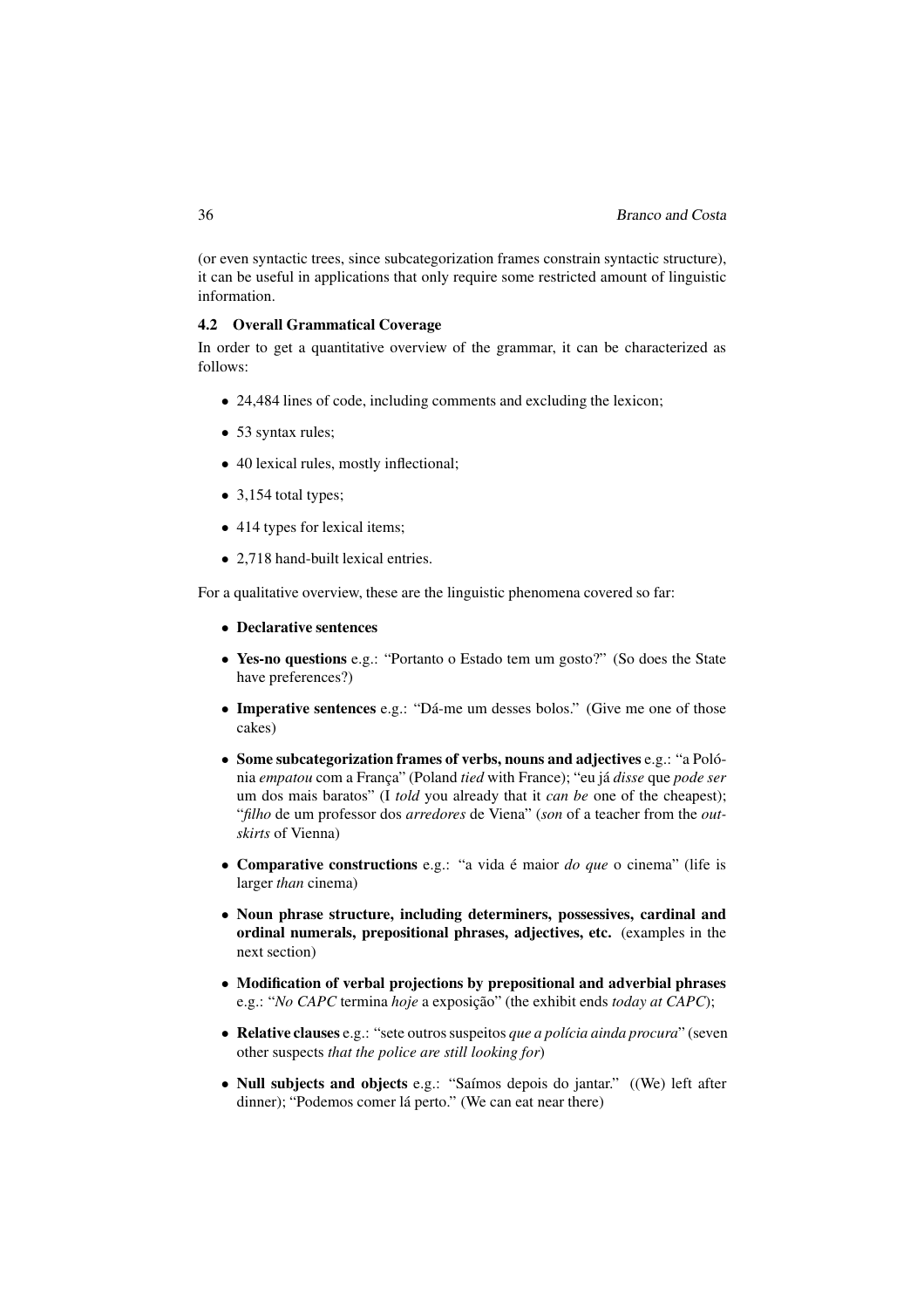(or even syntactic trees, since subcategorization frames constrain syntactic structure), it can be useful in applications that only require some restricted amount of linguistic information.

### 4.2 Overall Grammatical Coverage

In order to get a quantitative overview of the grammar, it can be characterized as follows:

- 24,484 lines of code, including comments and excluding the lexicon;
- 53 syntax rules;
- 40 lexical rules, mostly inflectional;
- 3,154 total types;
- 414 types for lexical items;
- 2,718 hand-built lexical entries.

For a qualitative overview, these are the linguistic phenomena covered so far:

- **Declarative sentences**
- **Yes-no questions** e.g.: "Portanto o Estado tem um gosto?" (So does the State have preferences?)
- **Imperative sentences** e.g.: "Dá-me um desses bolos." (Give me one of those cakes)
- **Some subcategorization frames of verbs, nouns and adjectives** e.g.: "a Polónia *empatou* com a França" (Poland *tied* with France); "eu já *disse* que *pode ser* um dos mais baratos" (I *told* you already that it *can be* one of the cheapest); "*filho* de um professor dos *arredores* de Viena" (*son* of a teacher from the *outskirts* of Vienna)
- **Comparative constructions** e.g.: "a vida é maior *do que* o cinema" (life is larger *than* cinema)
- **Noun phrase structure, including determiners, possessives, cardinal and ordinal numerals, prepositional phrases, adjectives, etc.** (examples in the next section)
- **Modification of verbal projections by prepositional and adverbial phrases** e.g.: "*No CAPC* termina *hoje* a exposição" (the exhibit ends *today at CAPC*);
- **Relative clauses** e.g.: "sete outros suspeitos *que a polícia ainda procura*" (seven other suspects *that the police are still looking for*)
- **Null subjects and objects** e.g.: "Saímos depois do jantar." ((We) left after dinner); "Podemos comer lá perto." (We can eat near there)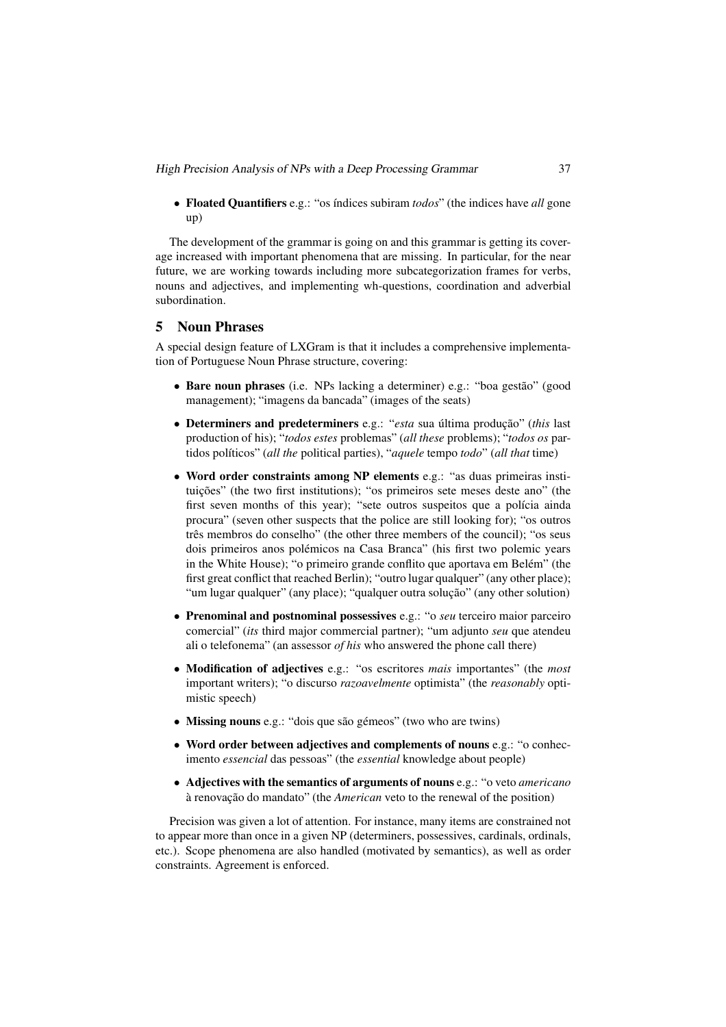- **Floated Quantifiers** e.g.: "os índices subiram *todos*" (the indices have *all* gone up)

The development of the grammar is going on and this grammar is getting its coverage increased with important phenomena that are missing. In particular, for the near future, we are working towards including more subcategorization frames for verbs, nouns and adjectives, and implementing wh-questions, coordination and adverbial subordination.

## 5 Noun Phrases

A special design feature of LXGram is that it includes a comprehensive implementation of Portuguese Noun Phrase structure, covering:

- **Bare noun phrases** (i.e. NPs lacking a determiner) e.g.: "boa gestão" (good management); "imagens da bancada" (images of the seats)
- **Determiners and predeterminers** e.g.: "*esta* sua última produção" (*this* last production of his); "*todos estes* problemas" (*all these* problems); "*todos os* partidos políticos" (*all the* political parties), "*aquele* tempo *todo*" (*all that* time)
- **Word order constraints among NP elements** e.g.: "as duas primeiras instituições" (the two first institutions); "os primeiros sete meses deste ano" (the first seven months of this year); "sete outros suspeitos que a polícia ainda procura" (seven other suspects that the police are still looking for); "os outros três membros do conselho" (the other three members of the council); "os seus dois primeiros anos polémicos na Casa Branca" (his first two polemic years in the White House); "o primeiro grande conflito que aportava em Belém" (the first great conflict that reached Berlin); "outro lugar qualquer" (any other place); "um lugar qualquer" (any place); "qualquer outra solução" (any other solution)
- **Prenominal and postnominal possessives** e.g.: "o *seu* terceiro maior parceiro comercial" (*its* third major commercial partner); "um adjunto *seu* que atendeu ali o telefonema" (an assessor *of his* who answered the phone call there)
- **Modification of adjectives** e.g.: "os escritores *mais* importantes" (the *most* important writers); "o discurso *razoavelmente* optimista" (the *reasonably* optimistic speech)
- **Missing nouns** e.g.: "dois que são gémeos" (two who are twins)
- **Word order between adjectives and complements of nouns** e.g.: "o conhecimento *essencial* das pessoas" (the *essential* knowledge about people)
- **Adjectives with the semantics of arguments of nouns** e.g.: "o veto *americano* à renovação do mandato" (the *American* veto to the renewal of the position)

Precision was given a lot of attention. For instance, many items are constrained not to appear more than once in a given NP (determiners, possessives, cardinals, ordinals, etc.). Scope phenomena are also handled (motivated by semantics), as well as order constraints. Agreement is enforced.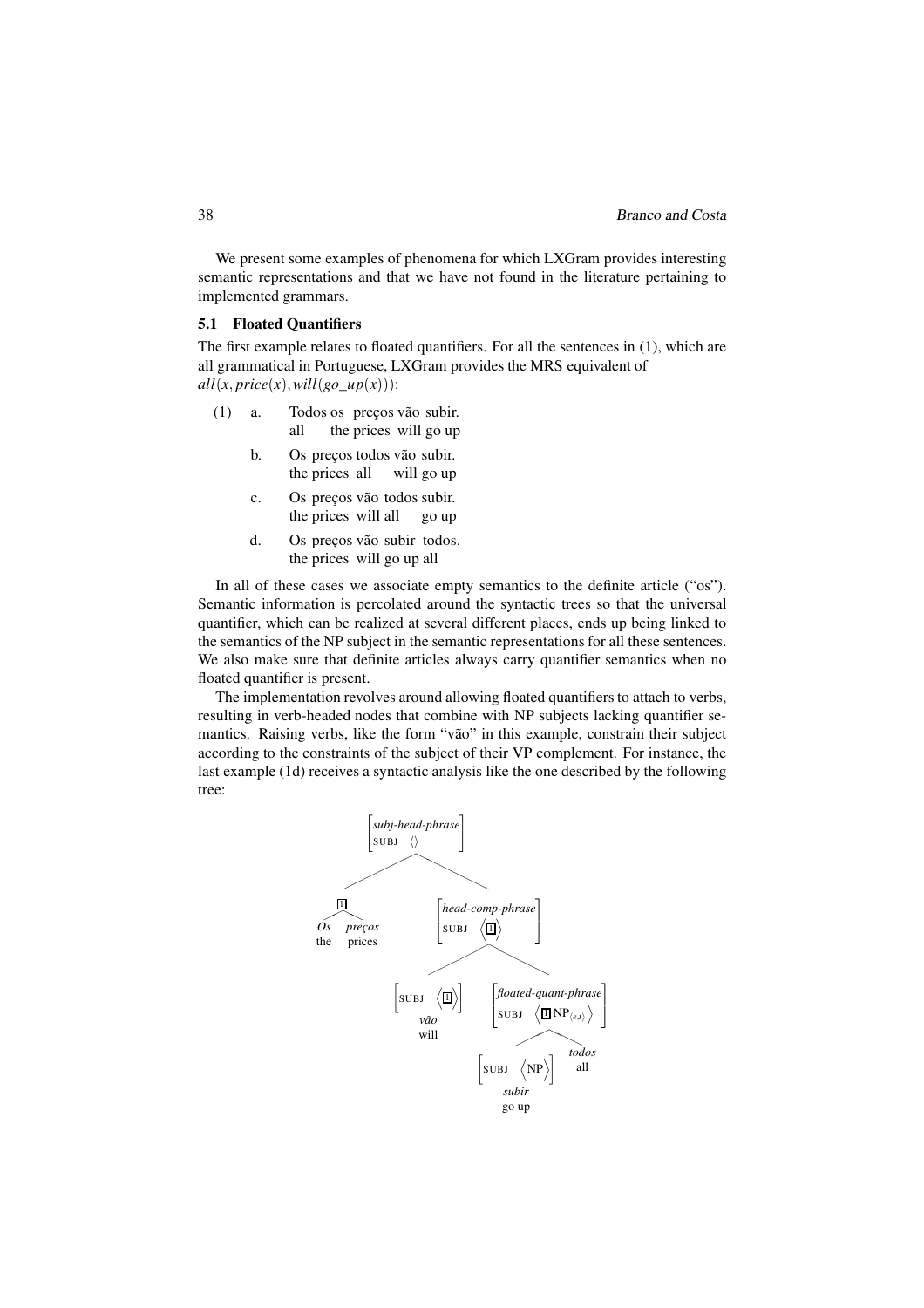We present some examples of phenomena for which LXGram provides interesting semantic representations and that we have not found in the literature pertaining to implemented grammars.

### 5.1 Floated Quantifiers

The first example relates to floated quantifiers. For all the sentences in (1), which are all grammatical in Portuguese, LXGram provides the MRS equivalent of $all(x, price(x), will(go\_up(x)))$:

(1) a. Todos os preços vão subir.
   all the prices will go up

b. Os preços todos vão subir.
   the prices all will go up

c. Os preços vão todos subir.
   the prices will all go up

d. Os preços vão subir todos.
   the prices will go up all

In all of these cases we associate empty semantics to the definite article ("os"). Semantic information is percolated around the syntactic trees so that the universal quantifier, which can be realized at several different places, ends up being linked to the semantics of the NP subject in the semantic representations for all these sentences. We also make sure that definite articles always carry quantifier semantics when no floated quantifier is present.

The implementation revolves around allowing floated quantifiers to attach to verbs, resulting in verb-headed nodes that combine with NP subjects lacking quantifier semantics. Raising verbs, like the form "vão" in this example, constrain their subject according to the constraints of the subject of their VP complement. For instance, the last example (1d) receives a syntactic analysis like the one described by the following tree:

```
[subj-head-phrase, SUBJ ⟨⟩]
├── [1] Os preços (the prices)
└── [head-comp-phrase, SUBJ ⟨[1]⟩]
    ├── [SUBJ ⟨[1]⟩] vão (will)
    └── [floated-quant-phrase, SUBJ ⟨[1] NP_⟨e,t⟩⟩]
        ├── [SUBJ ⟨NP⟩] subir (go up)
        └── todos (all)
```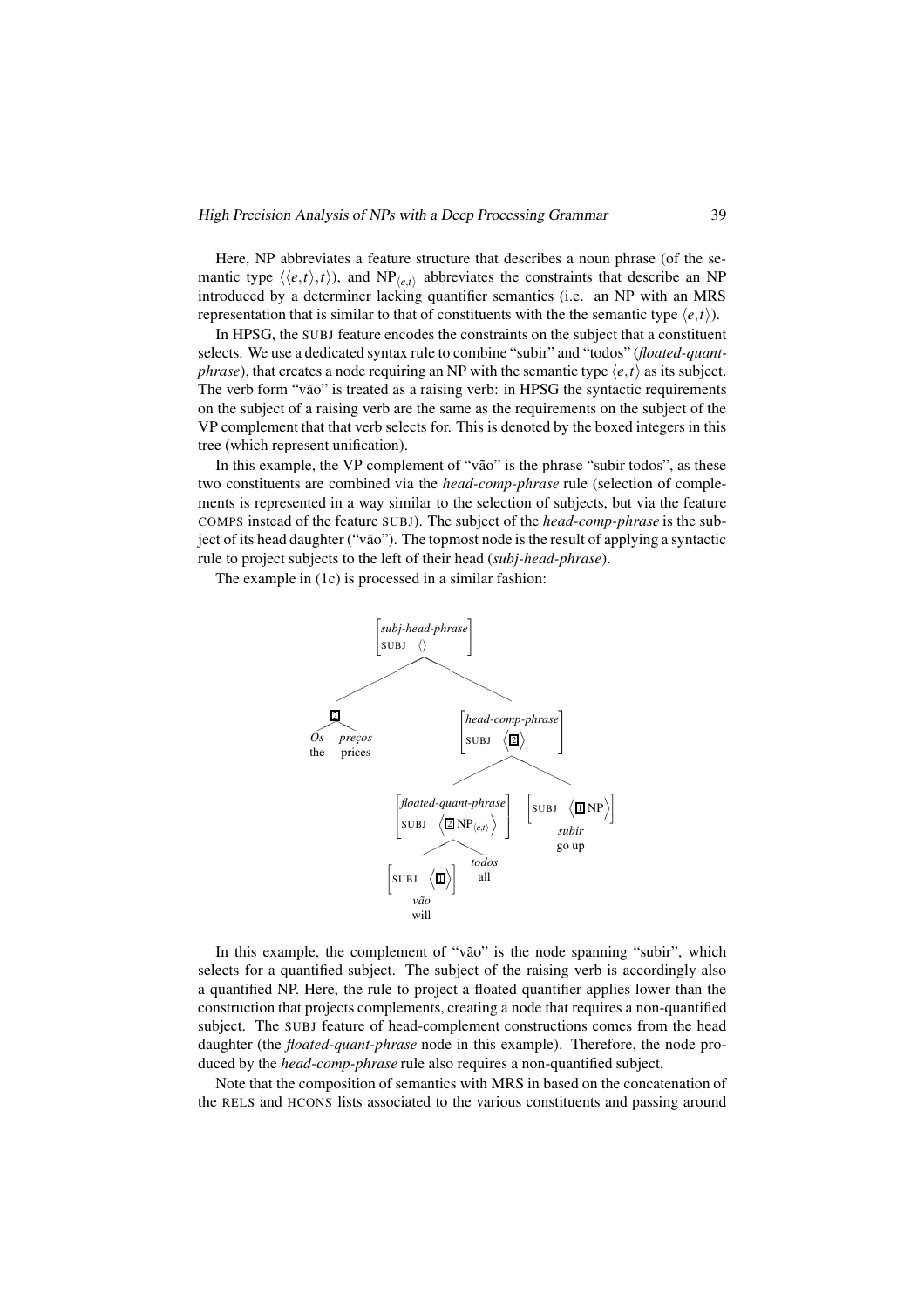Here, NP abbreviates a feature structure that describes a noun phrase (of the semantic type $\langle\langle e,t\rangle,t\rangle$), and $\text{NP}_{\langle e,t\rangle}$ abbreviates the constraints that describe an NP introduced by a determiner lacking quantifier semantics (i.e. an NP with an MRS representation that is similar to that of constituents with the the semantic type $\langle e,t\rangle$).

In HPSG, the SUBJ feature encodes the constraints on the subject that a constituent selects. We use a dedicated syntax rule to combine "subir" and "todos" (*floated-quant-phrase*), that creates a node requiring an NP with the semantic type $\langle e,t\rangle$ as its subject. The verb form "vão" is treated as a raising verb: in HPSG the syntactic requirements on the subject of a raising verb are the same as the requirements on the subject of the VP complement that that verb selects for. This is denoted by the boxed integers in this tree (which represent unification).

In this example, the VP complement of "vão" is the phrase "subir todos", as these two constituents are combined via the *head-comp-phrase* rule (selection of complements is represented in a way similar to the selection of subjects, but via the feature COMPS instead of the feature SUBJ). The subject of the *head-comp-phrase* is the subject of its head daughter ("vão"). The topmost node is the result of applying a syntactic rule to project subjects to the left of their head (*subj-head-phrase*).

The example in (1c) is processed in a similar fashion:

```
[subj-head-phrase, SUBJ ⟨⟩]
├── [2] Os preços (the prices)
└── [head-comp-phrase, SUBJ ⟨[2]⟩]
    ├── [floated-quant-phrase, SUBJ ⟨[2] NP⟨e,t⟩⟩]
    │   ├── [SUBJ ⟨[1]⟩] vão (will)
    │   └── todos (all)
    └── [SUBJ ⟨[1] NP⟩] subir (go up)
```

In this example, the complement of "vão" is the node spanning "subir", which selects for a quantified subject. The subject of the raising verb is accordingly also a quantified NP. Here, the rule to project a floated quantifier applies lower than the construction that projects complements, creating a node that requires a non-quantified subject. The SUBJ feature of head-complement constructions comes from the head daughter (the *floated-quant-phrase* node in this example). Therefore, the node produced by the *head-comp-phrase* rule also requires a non-quantified subject.

Note that the composition of semantics with MRS in based on the concatenation of the RELS and HCONS lists associated to the various constituents and passing around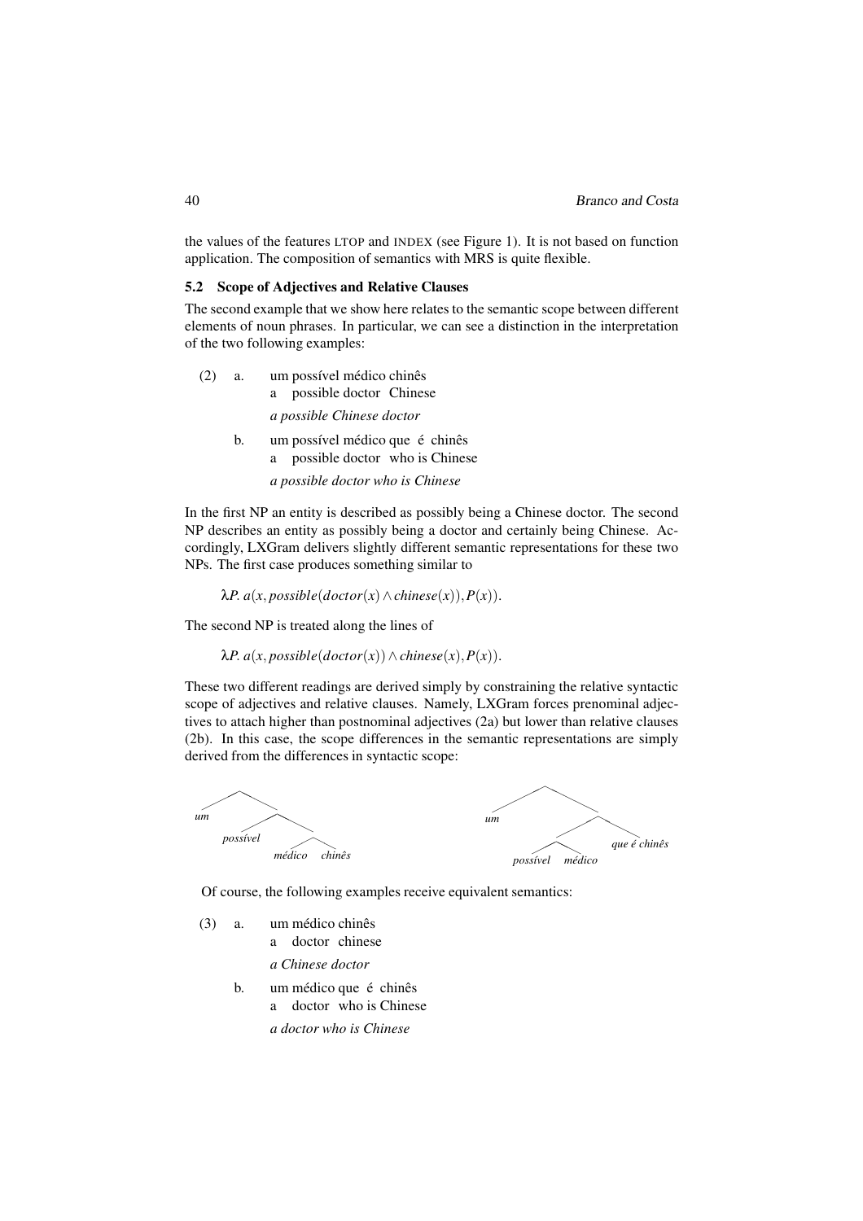the values of the features LTOP and INDEX (see Figure 1). It is not based on function application. The composition of semantics with MRS is quite flexible.

### 5.2 Scope of Adjectives and Relative Clauses

The second example that we show here relates to the semantic scope between different elements of noun phrases. In particular, we can see a distinction in the interpretation of the two following examples:

(2) a. um possível médico chinês
   a possible doctor Chinese
   *a possible Chinese doctor*

b. um possível médico que é chinês
   a possible doctor who is Chinese
   *a possible doctor who is Chinese*

In the first NP an entity is described as possibly being a Chinese doctor. The second NP describes an entity as possibly being a doctor and certainly being Chinese. Accordingly, LXGram delivers slightly different semantic representations for these two NPs. The first case produces something similar to

$$\lambda P.\ a(x, possible(doctor(x) \wedge chinese(x)), P(x)).$$

The second NP is treated along the lines of

$$\lambda P.\ a(x, possible(doctor(x)) \wedge chinese(x), P(x)).$$

These two different readings are derived simply by constraining the relative syntactic scope of adjectives and relative clauses. Namely, LXGram forces prenominal adjectives to attach higher than postnominal adjectives (2a) but lower than relative clauses (2b). In this case, the scope differences in the semantic representations are simply derived from the differences in syntactic scope:

```
[um [possível [médico chinês]]]        [um [[possível médico] que é chinês]]
```

Of course, the following examples receive equivalent semantics:

(3) a. um médico chinês
   a doctor chinese
   *a Chinese doctor*

b. um médico que é chinês
   a doctor who is Chinese
   *a doctor who is Chinese*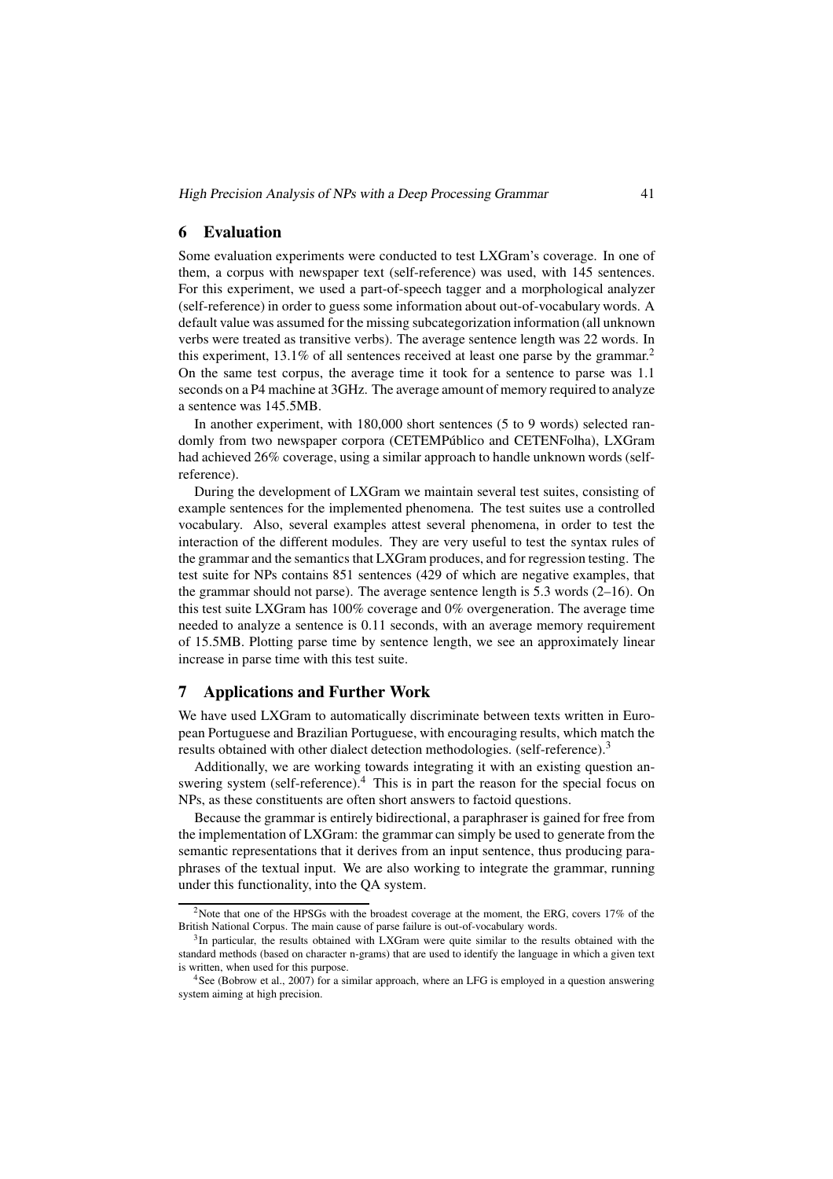## 6 Evaluation

Some evaluation experiments were conducted to test LXGram's coverage. In one of them, a corpus with newspaper text (self-reference) was used, with 145 sentences. For this experiment, we used a part-of-speech tagger and a morphological analyzer (self-reference) in order to guess some information about out-of-vocabulary words. A default value was assumed for the missing subcategorization information (all unknown verbs were treated as transitive verbs). The average sentence length was 22 words. In this experiment, 13.1% of all sentences received at least one parse by the grammar.[2] On the same test corpus, the average time it took for a sentence to parse was 1.1 seconds on a P4 machine at 3GHz. The average amount of memory required to analyze a sentence was 145.5MB.

In another experiment, with 180,000 short sentences (5 to 9 words) selected randomly from two newspaper corpora (CETEMPúblico and CETENFolha), LXGram had achieved 26% coverage, using a similar approach to handle unknown words (self-reference).

During the development of LXGram we maintain several test suites, consisting of example sentences for the implemented phenomena. The test suites use a controlled vocabulary. Also, several examples attest several phenomena, in order to test the interaction of the different modules. They are very useful to test the syntax rules of the grammar and the semantics that LXGram produces, and for regression testing. The test suite for NPs contains 851 sentences (429 of which are negative examples, that the grammar should not parse). The average sentence length is 5.3 words (2–16). On this test suite LXGram has 100% coverage and 0% overgeneration. The average time needed to analyze a sentence is 0.11 seconds, with an average memory requirement of 15.5MB. Plotting parse time by sentence length, we see an approximately linear increase in parse time with this test suite.

## 7 Applications and Further Work

We have used LXGram to automatically discriminate between texts written in European Portuguese and Brazilian Portuguese, with encouraging results, which match the results obtained with other dialect detection methodologies. (self-reference).[3]

Additionally, we are working towards integrating it with an existing question answering system (self-reference).[4] This is in part the reason for the special focus on NPs, as these constituents are often short answers to factoid questions.

Because the grammar is entirely bidirectional, a paraphraser is gained for free from the implementation of LXGram: the grammar can simply be used to generate from the semantic representations that it derives from an input sentence, thus producing paraphrases of the textual input. We are also working to integrate the grammar, running under this functionality, into the QA system.

---

[2] Note that one of the HPSGs with the broadest coverage at the moment, the ERG, covers 17% of the British National Corpus. The main cause of parse failure is out-of-vocabulary words.

[3] In particular, the results obtained with LXGram were quite similar to the results obtained with the standard methods (based on character n-grams) that are used to identify the language in which a given text is written, when used for this purpose.

[4] See (Bobrow et al., 2007) for a similar approach, where an LFG is employed in a question answering system aiming at high precision.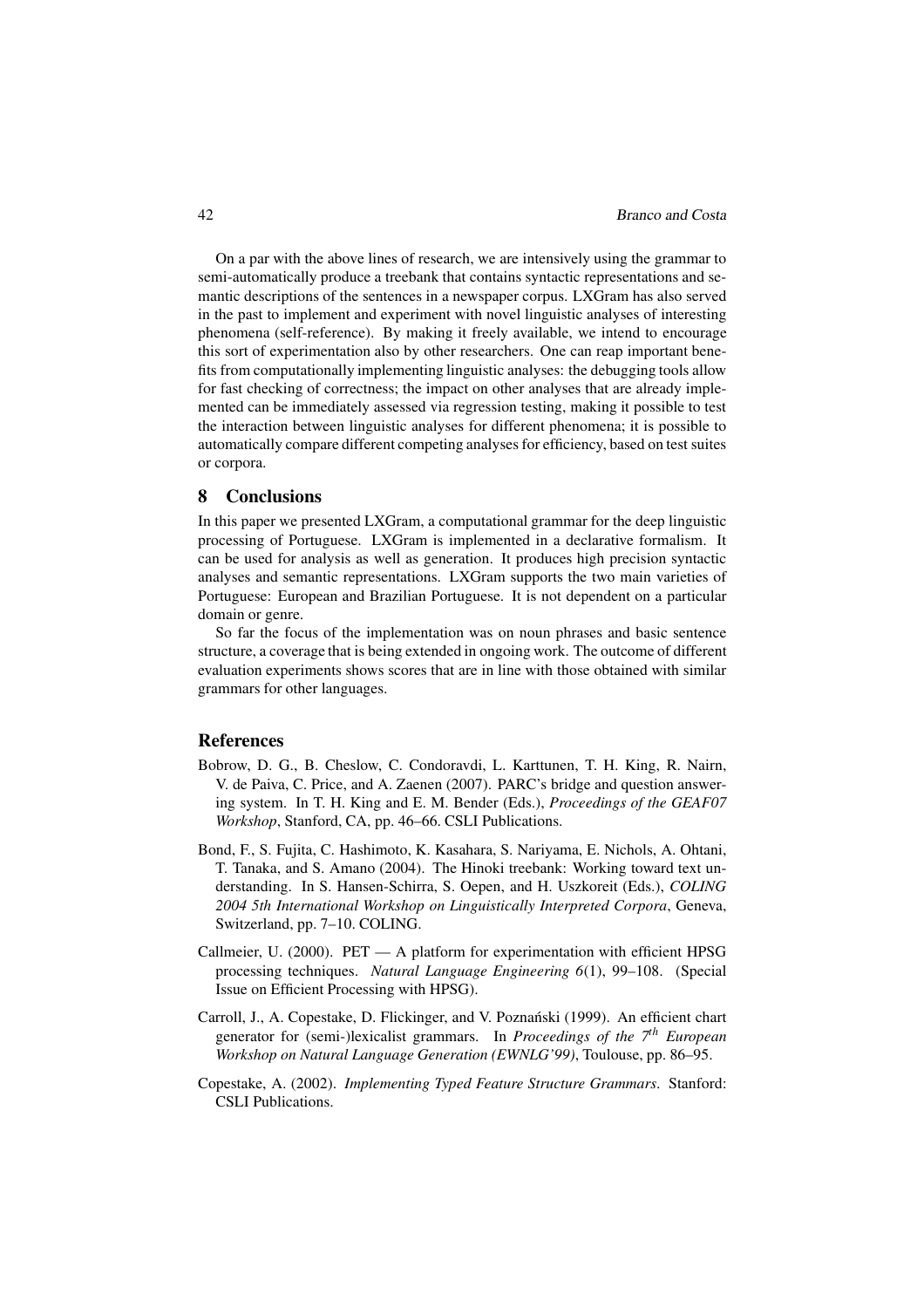On a par with the above lines of research, we are intensively using the grammar to semi-automatically produce a treebank that contains syntactic representations and semantic descriptions of the sentences in a newspaper corpus. LXGram has also served in the past to implement and experiment with novel linguistic analyses of interesting phenomena (self-reference). By making it freely available, we intend to encourage this sort of experimentation also by other researchers. One can reap important benefits from computationally implementing linguistic analyses: the debugging tools allow for fast checking of correctness; the impact on other analyses that are already implemented can be immediately assessed via regression testing, making it possible to test the interaction between linguistic analyses for different phenomena; it is possible to automatically compare different competing analyses for efficiency, based on test suites or corpora.

## 8 Conclusions

In this paper we presented LXGram, a computational grammar for the deep linguistic processing of Portuguese. LXGram is implemented in a declarative formalism. It can be used for analysis as well as generation. It produces high precision syntactic analyses and semantic representations. LXGram supports the two main varieties of Portuguese: European and Brazilian Portuguese. It is not dependent on a particular domain or genre.

So far the focus of the implementation was on noun phrases and basic sentence structure, a coverage that is being extended in ongoing work. The outcome of different evaluation experiments shows scores that are in line with those obtained with similar grammars for other languages.

## References

Bobrow, D. G., B. Cheslow, C. Condoravdi, L. Karttunen, T. H. King, R. Nairn, V. de Paiva, C. Price, and A. Zaenen (2007). PARC's bridge and question answering system. In T. H. King and E. M. Bender (Eds.), *Proceedings of the GEAF07 Workshop*, Stanford, CA, pp. 46–66. CSLI Publications.

Bond, F., S. Fujita, C. Hashimoto, K. Kasahara, S. Nariyama, E. Nichols, A. Ohtani, T. Tanaka, and S. Amano (2004). The Hinoki treebank: Working toward text understanding. In S. Hansen-Schirra, S. Oepen, and H. Uszkoreit (Eds.), *COLING 2004 5th International Workshop on Linguistically Interpreted Corpora*, Geneva, Switzerland, pp. 7–10. COLING.

Callmeier, U. (2000). PET — A platform for experimentation with efficient HPSG processing techniques. *Natural Language Engineering 6*(1), 99–108. (Special Issue on Efficient Processing with HPSG).

Carroll, J., A. Copestake, D. Flickinger, and V. Poznański (1999). An efficient chart generator for (semi-)lexicalist grammars. In *Proceedings of the 7th European Workshop on Natural Language Generation (EWNLG'99)*, Toulouse, pp. 86–95.

Copestake, A. (2002). *Implementing Typed Feature Structure Grammars*. Stanford: CSLI Publications.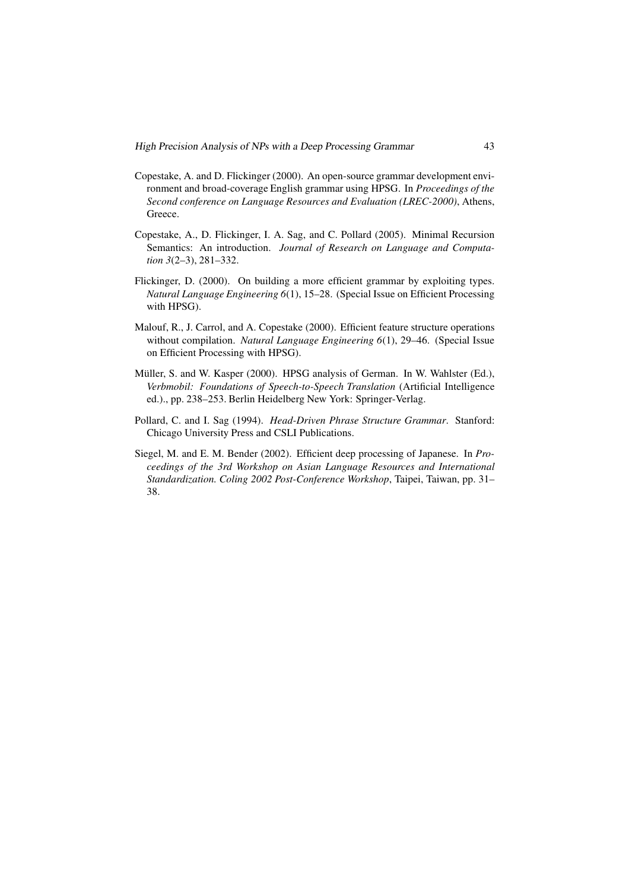Copestake, A. and D. Flickinger (2000). An open-source grammar development environment and broad-coverage English grammar using HPSG. In *Proceedings of the Second conference on Language Resources and Evaluation (LREC-2000)*, Athens, Greece.

Copestake, A., D. Flickinger, I. A. Sag, and C. Pollard (2005). Minimal Recursion Semantics: An introduction. *Journal of Research on Language and Computation 3*(2–3), 281–332.

Flickinger, D. (2000). On building a more efficient grammar by exploiting types. *Natural Language Engineering 6*(1), 15–28. (Special Issue on Efficient Processing with HPSG).

Malouf, R., J. Carrol, and A. Copestake (2000). Efficient feature structure operations without compilation. *Natural Language Engineering 6*(1), 29–46. (Special Issue on Efficient Processing with HPSG).

Müller, S. and W. Kasper (2000). HPSG analysis of German. In W. Wahlster (Ed.), *Verbmobil: Foundations of Speech-to-Speech Translation* (Artificial Intelligence ed.)., pp. 238–253. Berlin Heidelberg New York: Springer-Verlag.

Pollard, C. and I. Sag (1994). *Head-Driven Phrase Structure Grammar*. Stanford: Chicago University Press and CSLI Publications.

Siegel, M. and E. M. Bender (2002). Efficient deep processing of Japanese. In *Proceedings of the 3rd Workshop on Asian Language Resources and International Standardization. Coling 2002 Post-Conference Workshop*, Taipei, Taiwan, pp. 31–38.